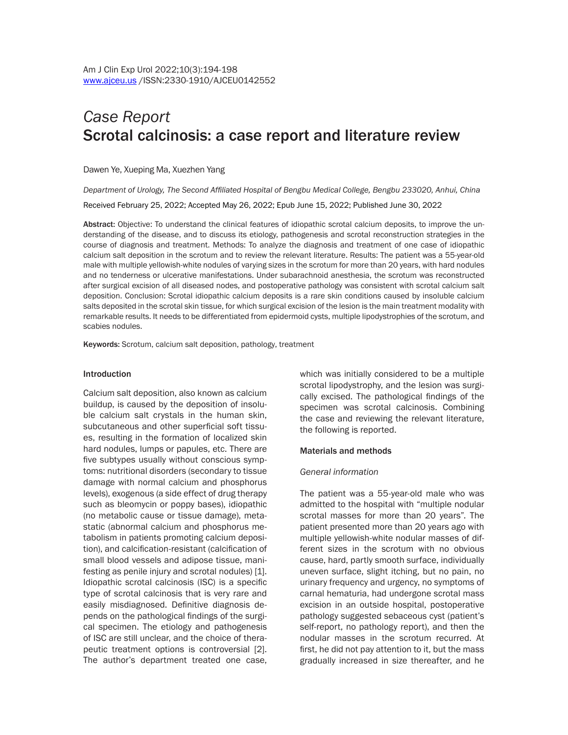*Case Report*

# Scrotal calcinosis: a case report and literature review

Dawen Ye, Xueping Ma, Xuezhen Yang

*Department of Urology, The Second Affiliated Hospital of Bengbu Medical College, Bengbu 233020, Anhui, China*

Received February 25, 2022; Accepted May 26, 2022; Epub June 15, 2022; Published June 30, 2022

**Abstract:** Objective: To understand the clinical features of idiopathic scrotal calcium deposits, to improve the understanding of the disease, and to discuss its etiology, pathogenesis and scrotal reconstruction strategies in the course of diagnosis and treatment. Methods: To analyze the diagnosis and treatment of one case of idiopathic calcium salt deposition in the scrotum and to review the relevant literature. Results: The patient was a 55-year-old male with multiple yellowish-white nodules of varying sizes in the scrotum for more than 20 years, with hard nodules and no tenderness or ulcerative manifestations. Under subarachnoid anesthesia, the scrotum was reconstructed after surgical excision of all diseased nodes, and postoperative pathology was consistent with scrotal calcium salt deposition. Conclusion: Scrotal idiopathic calcium deposits is a rare skin conditions caused by insoluble calcium salts deposited in the scrotal skin tissue, for which surgical excision of the lesion is the main treatment modality with remarkable results. It needs to be differentiated from epidermoid cysts, multiple lipodystrophies of the scrotum, and scabies nodules.

**Keywords:** Scrotum, calcium salt deposition, pathology, treatment

## Introduction

Calcium salt deposition, also known as calcium buildup, is caused by the deposition of insoluble calcium salt crystals in the human skin, subcutaneous and other superficial soft tissues, resulting in the formation of localized skin hard nodules, lumps or papules, etc. There are five subtypes usually without conscious symptoms: nutritional disorders (secondary to tissue damage with normal calcium and phosphorus levels), exogenous (a side effect of drug therapy such as bleomycin or poppy bases), idiopathic (no metabolic cause or tissue damage), metastatic (abnormal calcium and phosphorus metabolism in patients promoting calcium deposition), and calcification-resistant (calcification of small blood vessels and adipose tissue, manifesting as penile injury and scrotal nodules) [1]. Idiopathic scrotal calcinosis (ISC) is a specific type of scrotal calcinosis that is very rare and easily misdiagnosed. Definitive diagnosis depends on the pathological findings of the surgical specimen. The etiology and pathogenesis of ISC are still unclear, and the choice of therapeutic treatment options is controversial [2]. The author's department treated one case, which was initially considered to be a multiple scrotal lipodystrophy, and the lesion was surgically excised. The pathological findings of the specimen was scrotal calcinosis. Combining the case and reviewing the relevant literature, the following is reported.

## Materials and methods

### *General information*

The patient was a 55-year-old male who was admitted to the hospital with "multiple nodular scrotal masses for more than 20 years". The patient presented more than 20 years ago with multiple yellowish-white nodular masses of different sizes in the scrotum with no obvious cause, hard, partly smooth surface, individually uneven surface, slight itching, but no pain, no urinary frequency and urgency, no symptoms of carnal hematuria, had undergone scrotal mass excision in an outside hospital, postoperative pathology suggested sebaceous cyst (patient's self-report, no pathology report), and then the nodular masses in the scrotum recurred. At first, he did not pay attention to it, but the mass gradually increased in size thereafter, and he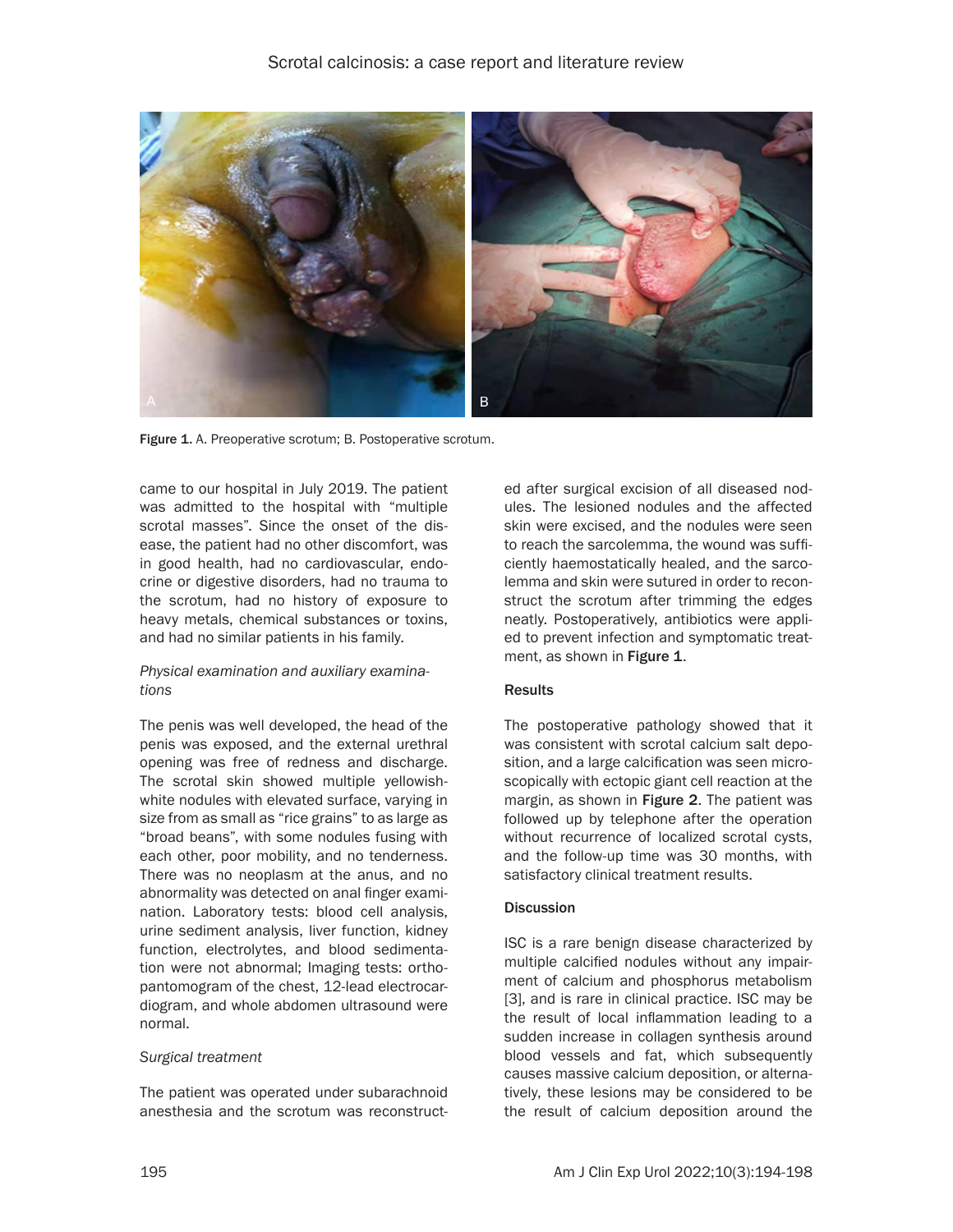Figure 1. A. Preoperative scrotum; B. Postoperative scrotum.

came to our hospital in July 2019. The patient was admitted to the hospital with "multiple scrotal masses". Since the onset of the disease, the patient had no other discomfort, was in good health, had no cardiovascular, endocrine or digestive disorders, had no trauma to the scrotum, had no history of exposure to heavy metals, chemical substances or toxins, and had no similar patients in his family.

*Physical examination and auxiliary examinations*

The penis was well developed, the head of the penis was exposed, and the external urethral opening was free of redness and discharge. The scrotal skin showed multiple yellowish-white nodules with elevated surface, varying in size from as small as "rice grains" to as large as "broad beans", with some nodules fusing with each other, poor mobility, and no tenderness. There was no neoplasm at the anus, and no abnormality was detected on anal finger examination. Laboratory tests: blood cell analysis, urine sediment analysis, liver function, kidney function, electrolytes, and blood sedimentation were not abnormal; Imaging tests: orthopantomogram of the chest, 12-lead electrocardiogram, and whole abdomen ultrasound were normal.

*Surgical treatment*

The patient was operated under subarachnoid anesthesia and the scrotum was reconstructed after surgical excision of all diseased nodules. The lesioned nodules and the affected skin were excised, and the nodules were seen to reach the sarcolemma, the wound was sufficiently haemostatically healed, and the sarcolemma and skin were sutured in order to reconstruct the scrotum after trimming the edges neatly. Postoperatively, antibiotics were applied to prevent infection and symptomatic treatment, as shown in **Figure 1**.

#### Results

The postoperative pathology showed that it was consistent with scrotal calcium salt deposition, and a large calcification was seen microscopically with ectopic giant cell reaction at the margin, as shown in **Figure 2**. The patient was followed up by telephone after the operation without recurrence of localized scrotal cysts, and the follow-up time was 30 months, with satisfactory clinical treatment results.

#### Discussion

ISC is a rare benign disease characterized by multiple calcified nodules without any impairment of calcium and phosphorus metabolism [3], and is rare in clinical practice. ISC may be the result of local inflammation leading to a sudden increase in collagen synthesis around blood vessels and fat, which subsequently causes massive calcium deposition, or alternatively, these lesions may be considered to be the result of calcium deposition around the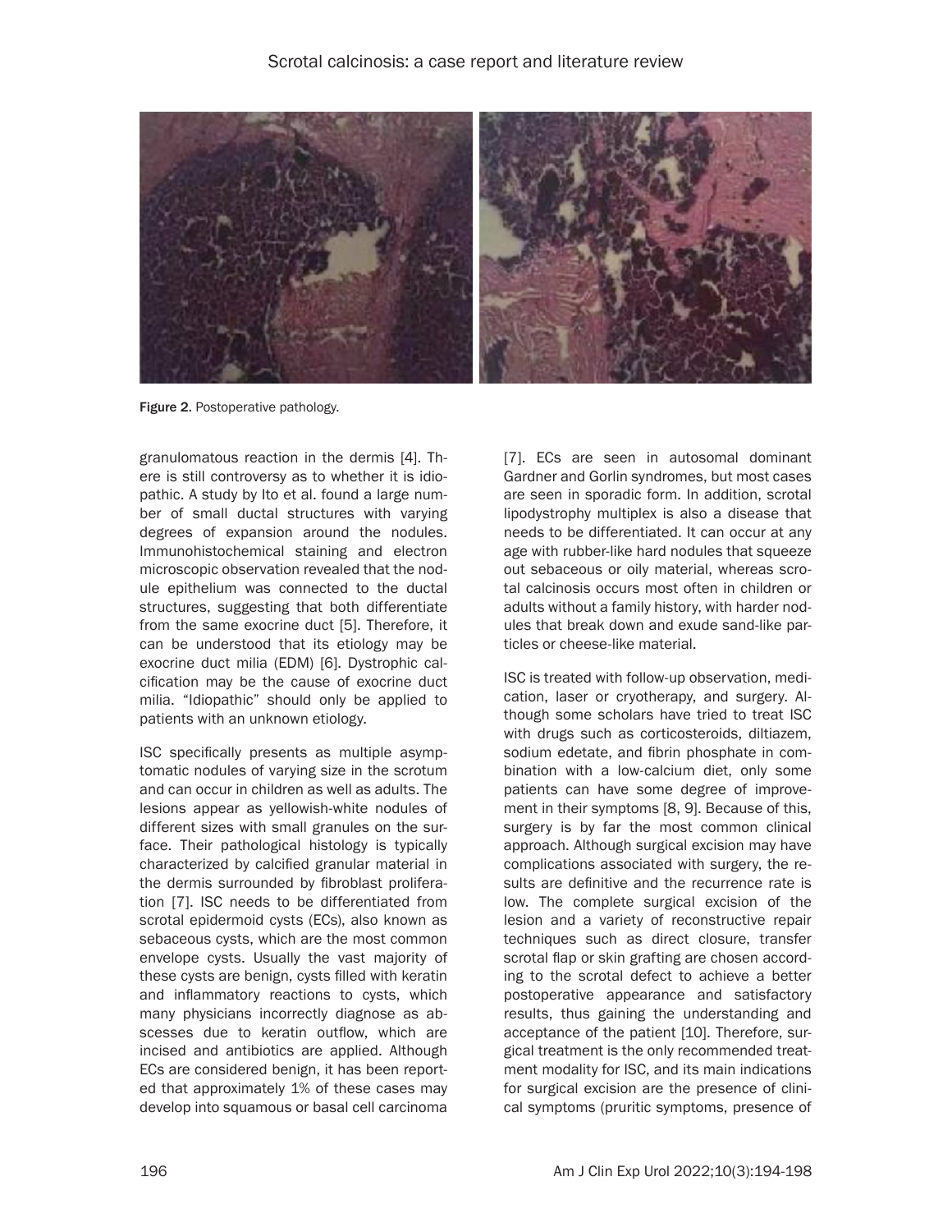Figure 2. Postoperative pathology.

granulomatous reaction in the dermis [4]. There is still controversy as to whether it is idiopathic. A study by Ito et al. found a large number of small ductal structures with varying degrees of expansion around the nodules. Immunohistochemical staining and electron microscopic observation revealed that the nodule epithelium was connected to the ductal structures, suggesting that both differentiate from the same exocrine duct [5]. Therefore, it can be understood that its etiology may be exocrine duct milia (EDM) [6]. Dystrophic calcification may be the cause of exocrine duct milia. "Idiopathic" should only be applied to patients with an unknown etiology.

ISC specifically presents as multiple asymptomatic nodules of varying size in the scrotum and can occur in children as well as adults. The lesions appear as yellowish-white nodules of different sizes with small granules on the surface. Their pathological histology is typically characterized by calcified granular material in the dermis surrounded by fibroblast proliferation [7]. ISC needs to be differentiated from scrotal epidermoid cysts (ECs), also known as sebaceous cysts, which are the most common envelope cysts. Usually the vast majority of these cysts are benign, cysts filled with keratin and inflammatory reactions to cysts, which many physicians incorrectly diagnose as abscesses due to keratin outflow, which are incised and antibiotics are applied. Although ECs are considered benign, it has been reported that approximately 1% of these cases may develop into squamous or basal cell carcinoma [7]. ECs are seen in autosomal dominant Gardner and Gorlin syndromes, but most cases are seen in sporadic form. In addition, scrotal lipodystrophy multiplex is also a disease that needs to be differentiated. It can occur at any age with rubber-like hard nodules that squeeze out sebaceous or oily material, whereas scrotal calcinosis occurs most often in children or adults without a family history, with harder nodules that break down and exude sand-like particles or cheese-like material.

ISC is treated with follow-up observation, medication, laser or cryotherapy, and surgery. Although some scholars have tried to treat ISC with drugs such as corticosteroids, diltiazem, sodium edetate, and fibrin phosphate in combination with a low-calcium diet, only some patients can have some degree of improvement in their symptoms [8, 9]. Because of this, surgery is by far the most common clinical approach. Although surgical excision may have complications associated with surgery, the results are definitive and the recurrence rate is low. The complete surgical excision of the lesion and a variety of reconstructive repair techniques such as direct closure, transfer scrotal flap or skin grafting are chosen according to the scrotal defect to achieve a better postoperative appearance and satisfactory results, thus gaining the understanding and acceptance of the patient [10]. Therefore, surgical treatment is the only recommended treatment modality for ISC, and its main indications for surgical excision are the presence of clinical symptoms (pruritic symptoms, presence of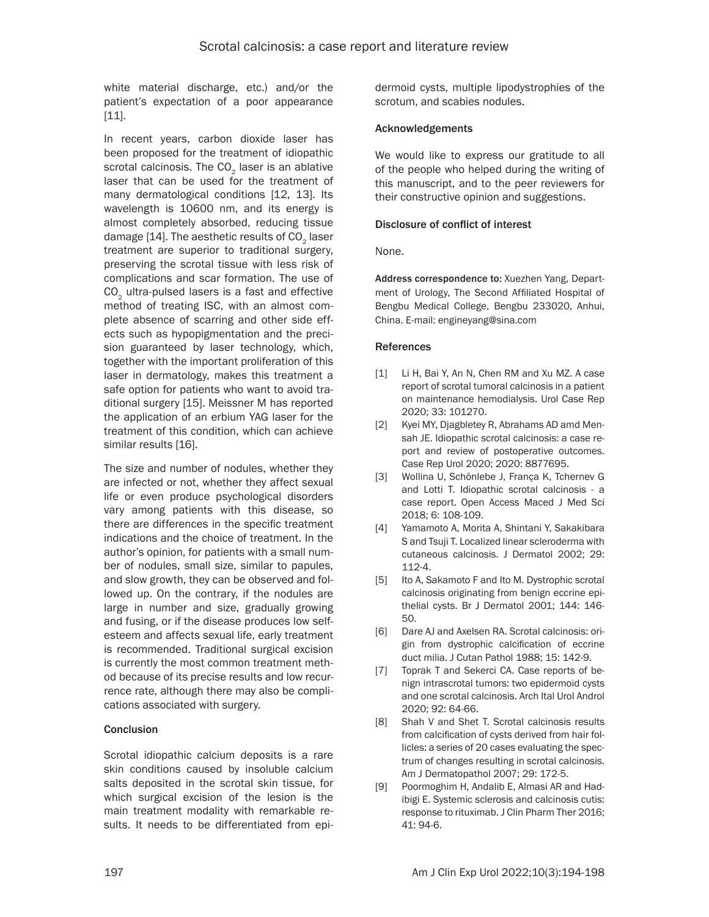white material discharge, etc.) and/or the patient's expectation of a poor appearance [11].

In recent years, carbon dioxide laser has been proposed for the treatment of idiopathic scrotal calcinosis. The $CO_2$ laser is an ablative laser that can be used for the treatment of many dermatological conditions [12, 13]. Its wavelength is 10600 nm, and its energy is almost completely absorbed, reducing tissue damage [14]. The aesthetic results of $CO_2$ laser treatment are superior to traditional surgery, preserving the scrotal tissue with less risk of complications and scar formation. The use of $CO_2$ ultra-pulsed lasers is a fast and effective method of treating ISC, with an almost complete absence of scarring and other side effects such as hypopigmentation and the precision guaranteed by laser technology, which, together with the important proliferation of this laser in dermatology, makes this treatment a safe option for patients who want to avoid traditional surgery [15]. Meissner M has reported the application of an erbium YAG laser for the treatment of this condition, which can achieve similar results [16].

The size and number of nodules, whether they are infected or not, whether they affect sexual life or even produce psychological disorders vary among patients with this disease, so there are differences in the specific treatment indications and the choice of treatment. In the author's opinion, for patients with a small number of nodules, small size, similar to papules, and slow growth, they can be observed and followed up. On the contrary, if the nodules are large in number and size, gradually growing and fusing, or if the disease produces low self-esteem and affects sexual life, early treatment is recommended. Traditional surgical excision is currently the most common treatment method because of its precise results and low recurrence rate, although there may also be complications associated with surgery.

### Conclusion

Scrotal idiopathic calcium deposits is a rare skin conditions caused by insoluble calcium salts deposited in the scrotal skin tissue, for which surgical excision of the lesion is the main treatment modality with remarkable results. It needs to be differentiated from epidermoid cysts, multiple lipodystrophies of the scrotum, and scabies nodules.

### Acknowledgements

We would like to express our gratitude to all of the people who helped during the writing of this manuscript, and to the peer reviewers for their constructive opinion and suggestions.

### Disclosure of conflict of interest

None.

**Address correspondence to:** Xuezhen Yang, Department of Urology, The Second Affiliated Hospital of Bengbu Medical College, Bengbu 233020, Anhui, China. E-mail: engineyang@sina.com

### References

[1] Li H, Bai Y, An N, Chen RM and Xu MZ. A case report of scrotal tumoral calcinosis in a patient on maintenance hemodialysis. Urol Case Rep 2020; 33: 101270.

[2] Kyei MY, Djagbletey R, Abrahams AD amd Mensah JE. Idiopathic scrotal calcinosis: a case report and review of postoperative outcomes. Case Rep Urol 2020; 2020: 8877695.

[3] Wollina U, Schönlebe J, França K, Tchernev G and Lotti T. Idiopathic scrotal calcinosis - a case report. Open Access Maced J Med Sci 2018; 6: 108-109.

[4] Yamamoto A, Morita A, Shintani Y, Sakakibara S and Tsuji T. Localized linear scleroderma with cutaneous calcinosis. J Dermatol 2002; 29: 112-4.

[5] Ito A, Sakamoto F and Ito M. Dystrophic scrotal calcinosis originating from benign eccrine epithelial cysts. Br J Dermatol 2001; 144: 146-50.

[6] Dare AJ and Axelsen RA. Scrotal calcinosis: origin from dystrophic calcification of eccrine duct milia. J Cutan Pathol 1988; 15: 142-9.

[7] Toprak T and Sekerci CA. Case reports of benign intrascrotal tumors: two epidermoid cysts and one scrotal calcinosis. Arch Ital Urol Androl 2020; 92: 64-66.

[8] Shah V and Shet T. Scrotal calcinosis results from calcification of cysts derived from hair follicles: a series of 20 cases evaluating the spectrum of changes resulting in scrotal calcinosis. Am J Dermatopathol 2007; 29: 172-5.

[9] Poormoghim H, Andalib E, Almasi AR and Hadibigi E. Systemic sclerosis and calcinosis cutis: response to rituximab. J Clin Pharm Ther 2016; 41: 94-6.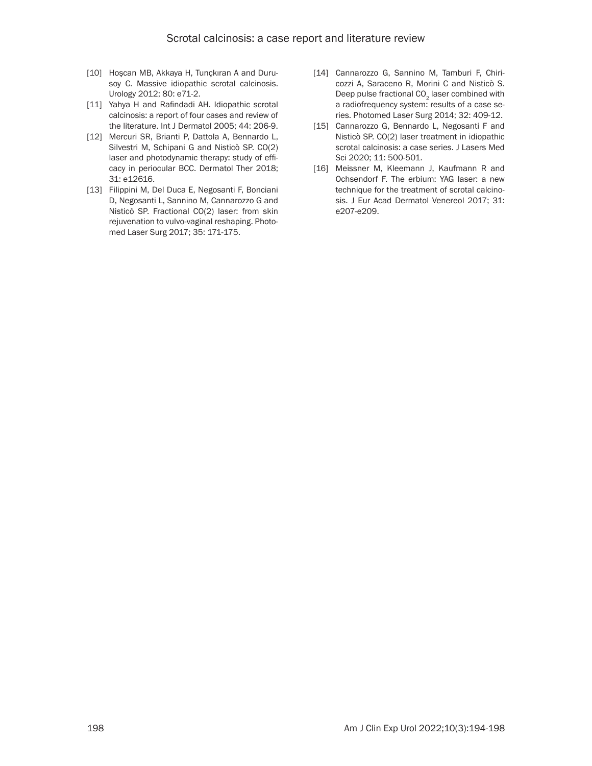[10] Hoşcan MB, Akkaya H, Tunçkıran A and Durusoy C. Massive idiopathic scrotal calcinosis. Urology 2012; 80: e71-2.

[11] Yahya H and Rafindadi AH. Idiopathic scrotal calcinosis: a report of four cases and review of the literature. Int J Dermatol 2005; 44: 206-9.

[12] Mercuri SR, Brianti P, Dattola A, Bennardo L, Silvestri M, Schipani G and Nisticò SP. CO(2) laser and photodynamic therapy: study of efficacy in periocular BCC. Dermatol Ther 2018; 31: e12616.

[13] Filippini M, Del Duca E, Negosanti F, Bonciani D, Negosanti L, Sannino M, Cannarozzo G and Nisticò SP. Fractional CO(2) laser: from skin rejuvenation to vulvo-vaginal reshaping. Photomed Laser Surg 2017; 35: 171-175.

[14] Cannarozzo G, Sannino M, Tamburi F, Chiricozzi A, Saraceno R, Morini C and Nisticò S. Deep pulse fractional $CO_2$ laser combined with a radiofrequency system: results of a case series. Photomed Laser Surg 2014; 32: 409-12.

[15] Cannarozzo G, Bennardo L, Negosanti F and Nisticò SP. CO(2) laser treatment in idiopathic scrotal calcinosis: a case series. J Lasers Med Sci 2020; 11: 500-501.

[16] Meissner M, Kleemann J, Kaufmann R and Ochsendorf F. The erbium: YAG laser: a new technique for the treatment of scrotal calcinosis. J Eur Acad Dermatol Venereol 2017; 31: e207-e209.